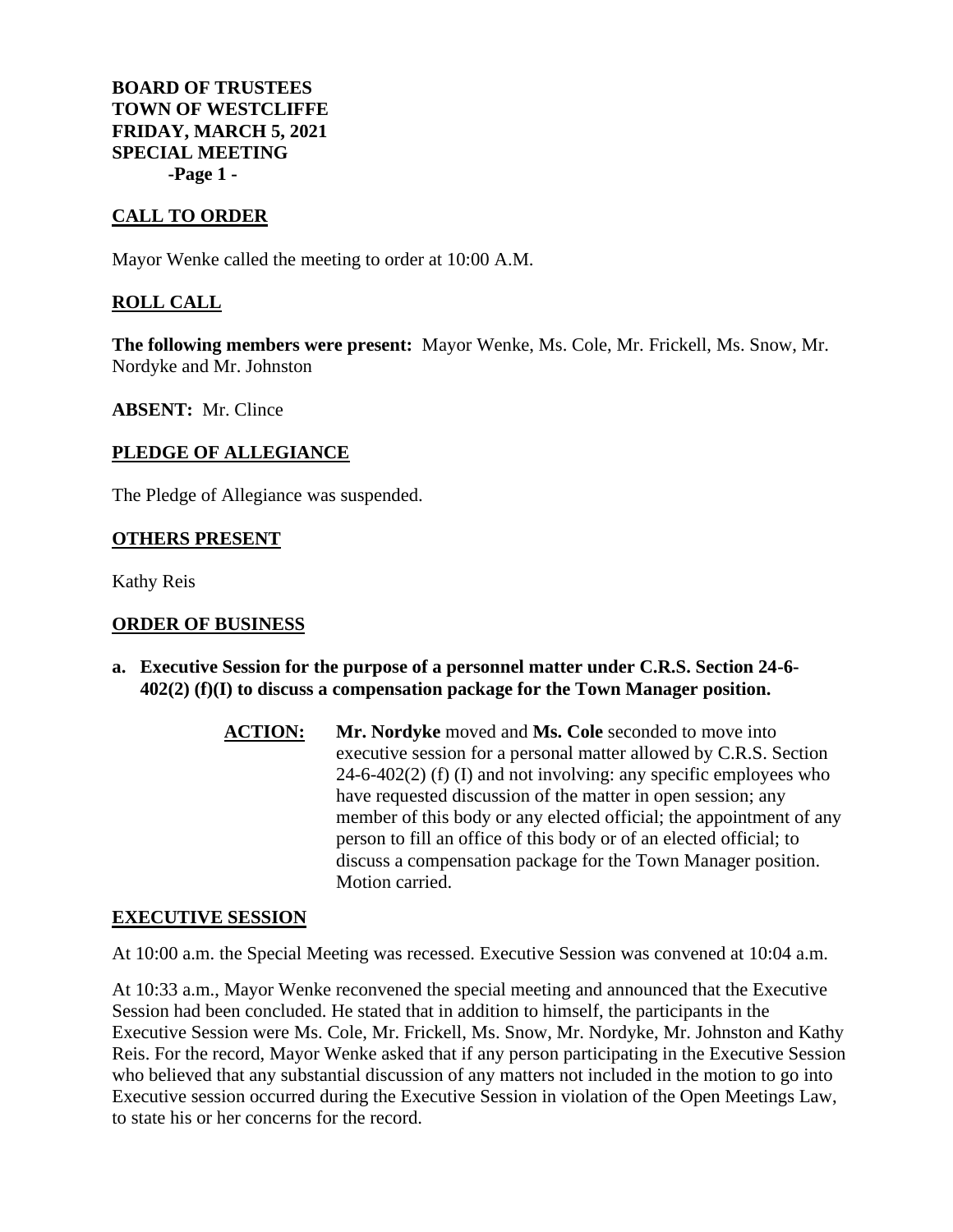**BOARD OF TRUSTEES**
**TOWN OF WESTCLIFFE**
**FRIDAY, MARCH 5, 2021**
**SPECIAL MEETING**

## CALL TO ORDER

Mayor Wenke called the meeting to order at 10:00 A.M.

## ROLL CALL

**The following members were present:** Mayor Wenke, Ms. Cole, Mr. Frickell, Ms. Snow, Mr. Nordyke and Mr. Johnston

**ABSENT:** Mr. Clince

## PLEDGE OF ALLEGIANCE

The Pledge of Allegiance was suspended.

## OTHERS PRESENT

Kathy Reis

## ORDER OF BUSINESS

**a. Executive Session for the purpose of a personnel matter under C.R.S. Section 24-6-402(2) (f)(I) to discuss a compensation package for the Town Manager position.**

> **ACTION:** **Mr. Nordyke** moved and **Ms. Cole** seconded to move into executive session for a personal matter allowed by C.R.S. Section 24-6-402(2) (f) (I) and not involving: any specific employees who have requested discussion of the matter in open session; any member of this body or any elected official; the appointment of any person to fill an office of this body or of an elected official; to discuss a compensation package for the Town Manager position. Motion carried.

## EXECUTIVE SESSION

At 10:00 a.m. the Special Meeting was recessed. Executive Session was convened at 10:04 a.m.

At 10:33 a.m., Mayor Wenke reconvened the special meeting and announced that the Executive Session had been concluded. He stated that in addition to himself, the participants in the Executive Session were Ms. Cole, Mr. Frickell, Ms. Snow, Mr. Nordyke, Mr. Johnston and Kathy Reis. For the record, Mayor Wenke asked that if any person participating in the Executive Session who believed that any substantial discussion of any matters not included in the motion to go into Executive session occurred during the Executive Session in violation of the Open Meetings Law, to state his or her concerns for the record.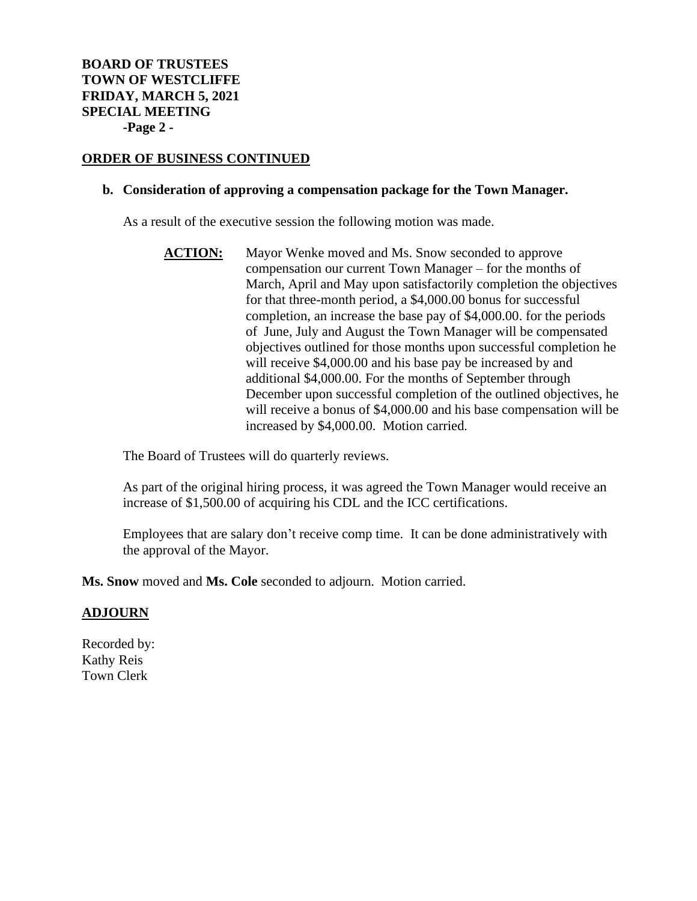## ORDER OF BUSINESS CONTINUED

**b. Consideration of approving a compensation package for the Town Manager.**

As a result of the executive session the following motion was made.

**ACTION:** Mayor Wenke moved and Ms. Snow seconded to approve compensation our current Town Manager – for the months of March, April and May upon satisfactorily completion the objectives for that three-month period, a $4,000.00 bonus for successful completion, an increase the base pay of $4,000.00. for the periods of June, July and August the Town Manager will be compensated objectives outlined for those months upon successful completion he will receive $4,000.00 and his base pay be increased by and additional $4,000.00. For the months of September through December upon successful completion of the outlined objectives, he will receive a bonus of $4,000.00 and his base compensation will be increased by $4,000.00. Motion carried.

The Board of Trustees will do quarterly reviews.

As part of the original hiring process, it was agreed the Town Manager would receive an increase of $1,500.00 of acquiring his CDL and the ICC certifications.

Employees that are salary don't receive comp time. It can be done administratively with the approval of the Mayor.

**Ms. Snow** moved and **Ms. Cole** seconded to adjourn. Motion carried.

## ADJOURN

Recorded by:
Kathy Reis
Town Clerk